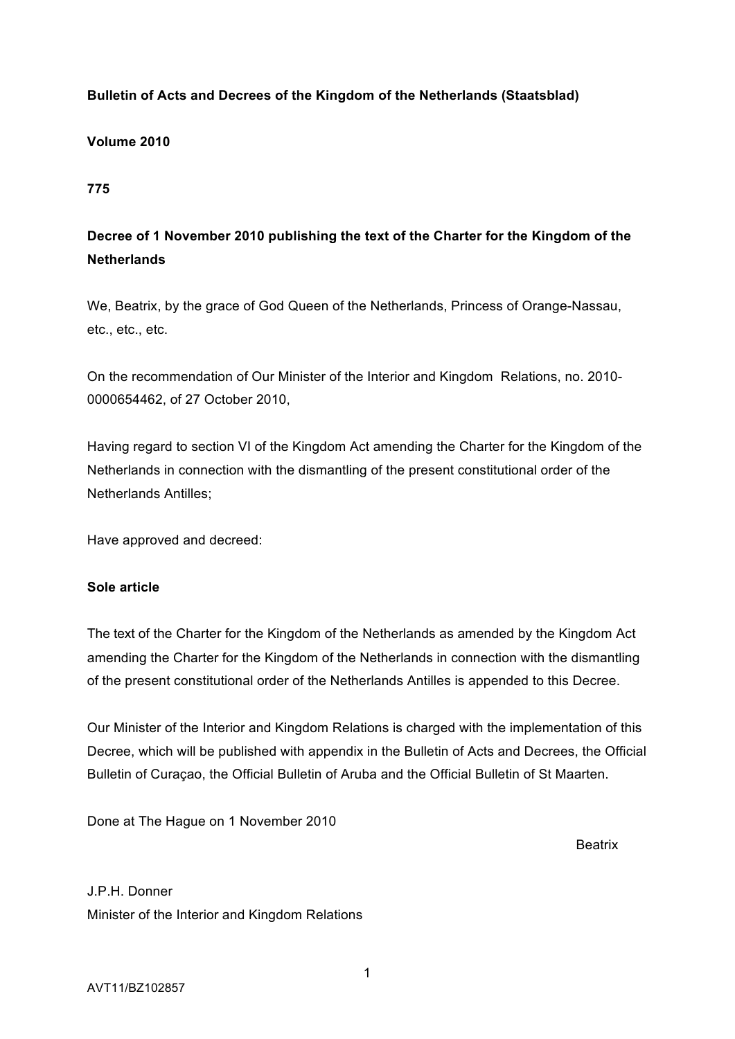**Bulletin of Acts and Decrees of the Kingdom of the Netherlands (Staatsblad)**

**Volume 2010**

**775**

**Decree of 1 November 2010 publishing the text of the Charter for the Kingdom of the Netherlands**

We, Beatrix, by the grace of God Queen of the Netherlands, Princess of Orange-Nassau, etc., etc., etc.

On the recommendation of Our Minister of the Interior and Kingdom Relations, no. 2010-0000654462, of 27 October 2010,

Having regard to section VI of the Kingdom Act amending the Charter for the Kingdom of the Netherlands in connection with the dismantling of the present constitutional order of the Netherlands Antilles;

Have approved and decreed:

**Sole article**

The text of the Charter for the Kingdom of the Netherlands as amended by the Kingdom Act amending the Charter for the Kingdom of the Netherlands in connection with the dismantling of the present constitutional order of the Netherlands Antilles is appended to this Decree.

Our Minister of the Interior and Kingdom Relations is charged with the implementation of this Decree, which will be published with appendix in the Bulletin of Acts and Decrees, the Official Bulletin of Curaçao, the Official Bulletin of Aruba and the Official Bulletin of St Maarten.

Done at The Hague on 1 November 2010

Beatrix

J.P.H. Donner
Minister of the Interior and Kingdom Relations

AVT11/BZ102857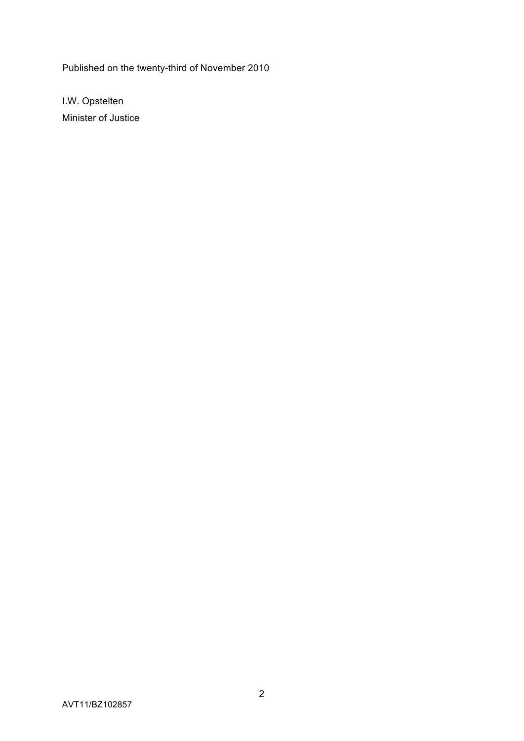Published on the twenty-third of November 2010

I.W. Opstelten  
Minister of Justice

AVT11/BZ102857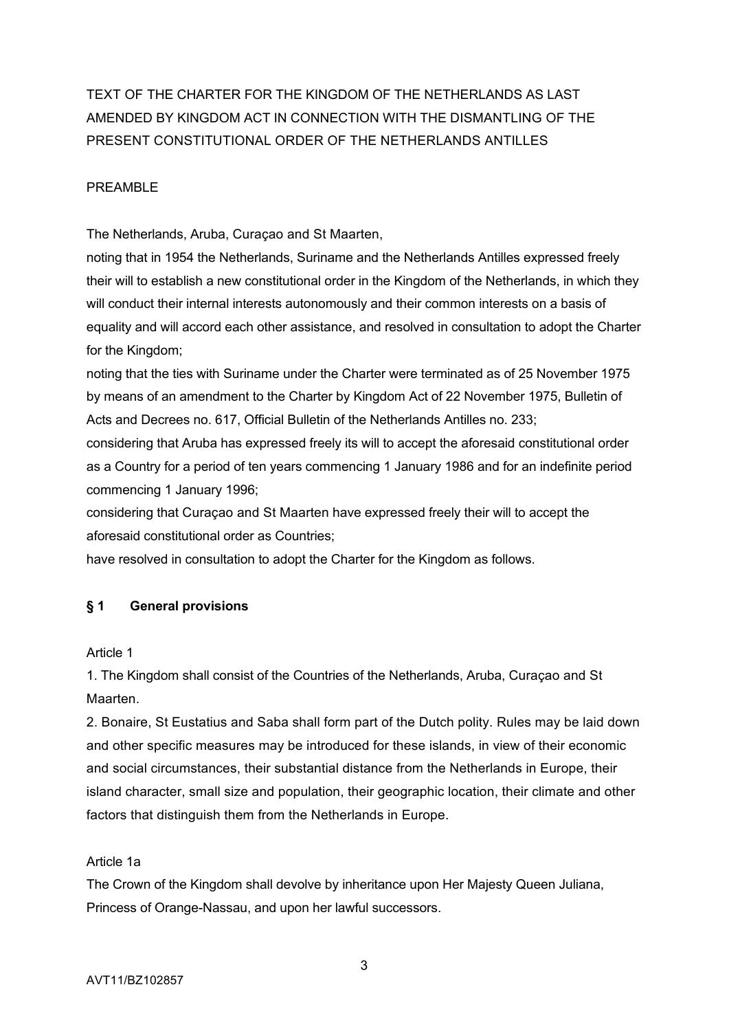TEXT OF THE CHARTER FOR THE KINGDOM OF THE NETHERLANDS AS LAST AMENDED BY KINGDOM ACT IN CONNECTION WITH THE DISMANTLING OF THE PRESENT CONSTITUTIONAL ORDER OF THE NETHERLANDS ANTILLES

PREAMBLE

The Netherlands, Aruba, Curaçao and St Maarten,

noting that in 1954 the Netherlands, Suriname and the Netherlands Antilles expressed freely their will to establish a new constitutional order in the Kingdom of the Netherlands, in which they will conduct their internal interests autonomously and their common interests on a basis of equality and will accord each other assistance, and resolved in consultation to adopt the Charter for the Kingdom;

noting that the ties with Suriname under the Charter were terminated as of 25 November 1975 by means of an amendment to the Charter by Kingdom Act of 22 November 1975, Bulletin of Acts and Decrees no. 617, Official Bulletin of the Netherlands Antilles no. 233;

considering that Aruba has expressed freely its will to accept the aforesaid constitutional order as a Country for a period of ten years commencing 1 January 1986 and for an indefinite period commencing 1 January 1996;

considering that Curaçao and St Maarten have expressed freely their will to accept the aforesaid constitutional order as Countries;

have resolved in consultation to adopt the Charter for the Kingdom as follows.

## § 1 General provisions

Article 1

1. The Kingdom shall consist of the Countries of the Netherlands, Aruba, Curaçao and St Maarten.

2. Bonaire, St Eustatius and Saba shall form part of the Dutch polity. Rules may be laid down and other specific measures may be introduced for these islands, in view of their economic and social circumstances, their substantial distance from the Netherlands in Europe, their island character, small size and population, their geographic location, their climate and other factors that distinguish them from the Netherlands in Europe.

Article 1a

The Crown of the Kingdom shall devolve by inheritance upon Her Majesty Queen Juliana, Princess of Orange-Nassau, and upon her lawful successors.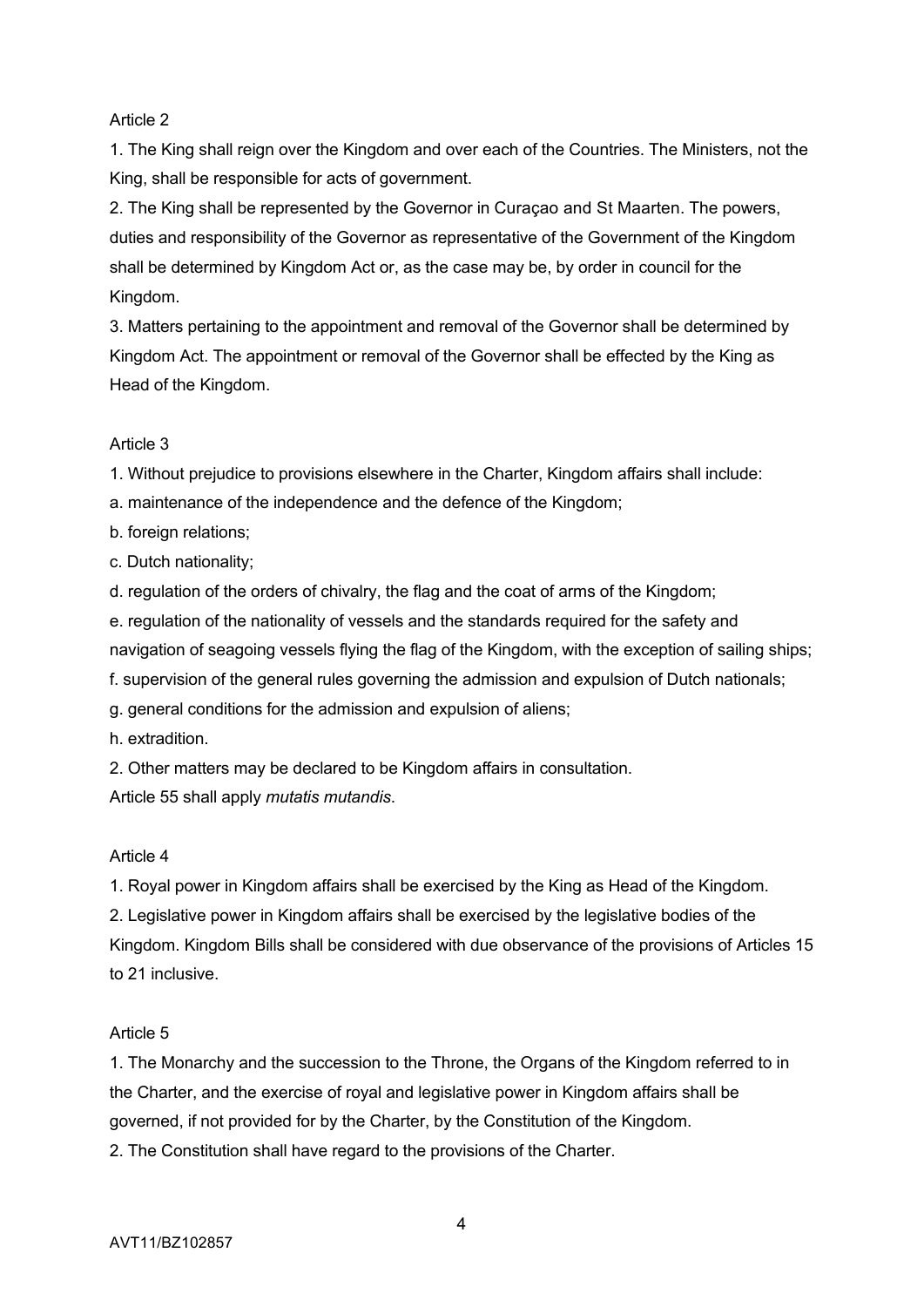Article 2

1. The King shall reign over the Kingdom and over each of the Countries. The Ministers, not the King, shall be responsible for acts of government.
2. The King shall be represented by the Governor in Curaçao and St Maarten. The powers, duties and responsibility of the Governor as representative of the Government of the Kingdom shall be determined by Kingdom Act or, as the case may be, by order in council for the Kingdom.
3. Matters pertaining to the appointment and removal of the Governor shall be determined by Kingdom Act. The appointment or removal of the Governor shall be effected by the King as Head of the Kingdom.

Article 3

1. Without prejudice to provisions elsewhere in the Charter, Kingdom affairs shall include:
a. maintenance of the independence and the defence of the Kingdom;
b. foreign relations;
c. Dutch nationality;
d. regulation of the orders of chivalry, the flag and the coat of arms of the Kingdom;
e. regulation of the nationality of vessels and the standards required for the safety and navigation of seagoing vessels flying the flag of the Kingdom, with the exception of sailing ships;
f. supervision of the general rules governing the admission and expulsion of Dutch nationals;
g. general conditions for the admission and expulsion of aliens;
h. extradition.
2. Other matters may be declared to be Kingdom affairs in consultation.
Article 55 shall apply *mutatis mutandis*.

Article 4

1. Royal power in Kingdom affairs shall be exercised by the King as Head of the Kingdom.
2. Legislative power in Kingdom affairs shall be exercised by the legislative bodies of the Kingdom. Kingdom Bills shall be considered with due observance of the provisions of Articles 15 to 21 inclusive.

Article 5

1. The Monarchy and the succession to the Throne, the Organs of the Kingdom referred to in the Charter, and the exercise of royal and legislative power in Kingdom affairs shall be governed, if not provided for by the Charter, by the Constitution of the Kingdom.
2. The Constitution shall have regard to the provisions of the Charter.

AVT11/BZ102857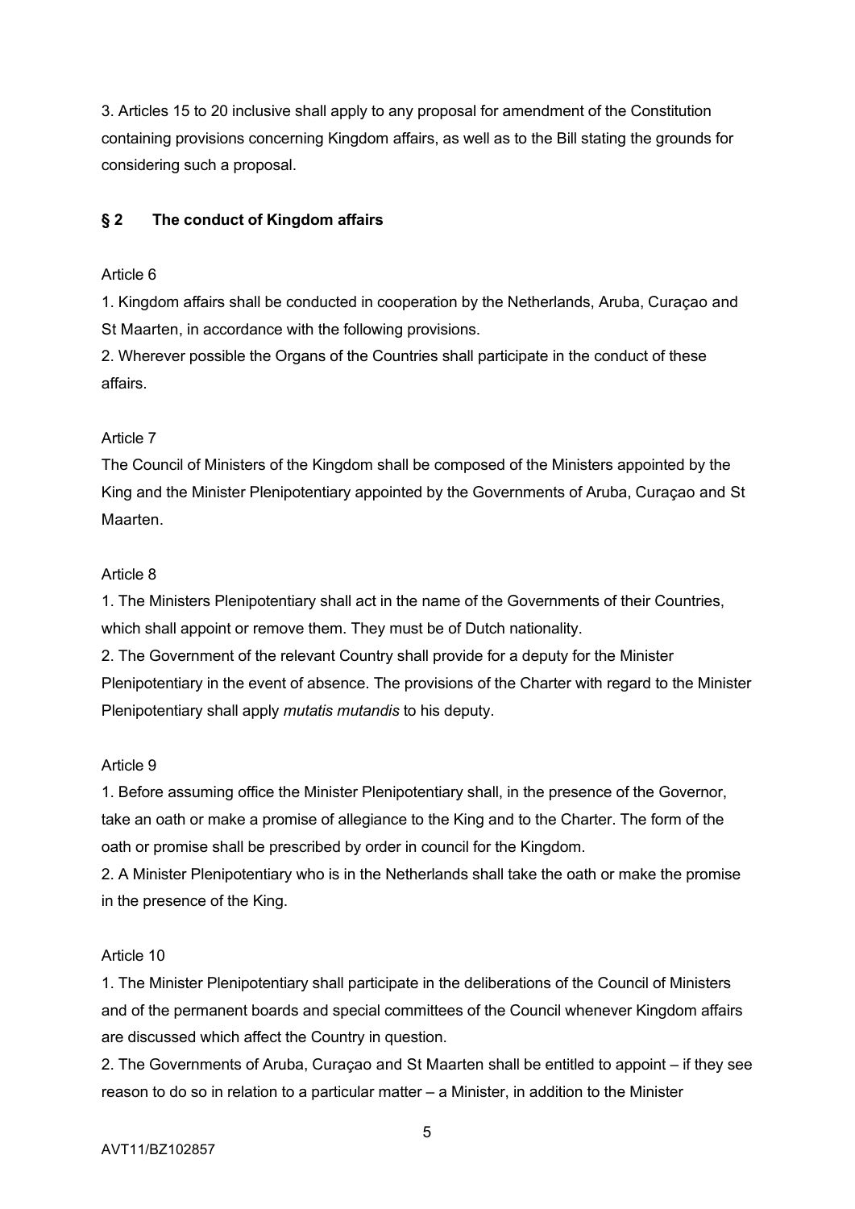3. Articles 15 to 20 inclusive shall apply to any proposal for amendment of the Constitution containing provisions concerning Kingdom affairs, as well as to the Bill stating the grounds for considering such a proposal.

## § 2 The conduct of Kingdom affairs

Article 6

1. Kingdom affairs shall be conducted in cooperation by the Netherlands, Aruba, Curaçao and St Maarten, in accordance with the following provisions.
2. Wherever possible the Organs of the Countries shall participate in the conduct of these affairs.

Article 7

The Council of Ministers of the Kingdom shall be composed of the Ministers appointed by the King and the Minister Plenipotentiary appointed by the Governments of Aruba, Curaçao and St Maarten.

Article 8

1. The Ministers Plenipotentiary shall act in the name of the Governments of their Countries, which shall appoint or remove them. They must be of Dutch nationality.
2. The Government of the relevant Country shall provide for a deputy for the Minister Plenipotentiary in the event of absence. The provisions of the Charter with regard to the Minister Plenipotentiary shall apply *mutatis mutandis* to his deputy.

Article 9

1. Before assuming office the Minister Plenipotentiary shall, in the presence of the Governor, take an oath or make a promise of allegiance to the King and to the Charter. The form of the oath or promise shall be prescribed by order in council for the Kingdom.
2. A Minister Plenipotentiary who is in the Netherlands shall take the oath or make the promise in the presence of the King.

Article 10

1. The Minister Plenipotentiary shall participate in the deliberations of the Council of Ministers and of the permanent boards and special committees of the Council whenever Kingdom affairs are discussed which affect the Country in question.
2. The Governments of Aruba, Curaçao and St Maarten shall be entitled to appoint – if they see reason to do so in relation to a particular matter – a Minister, in addition to the Minister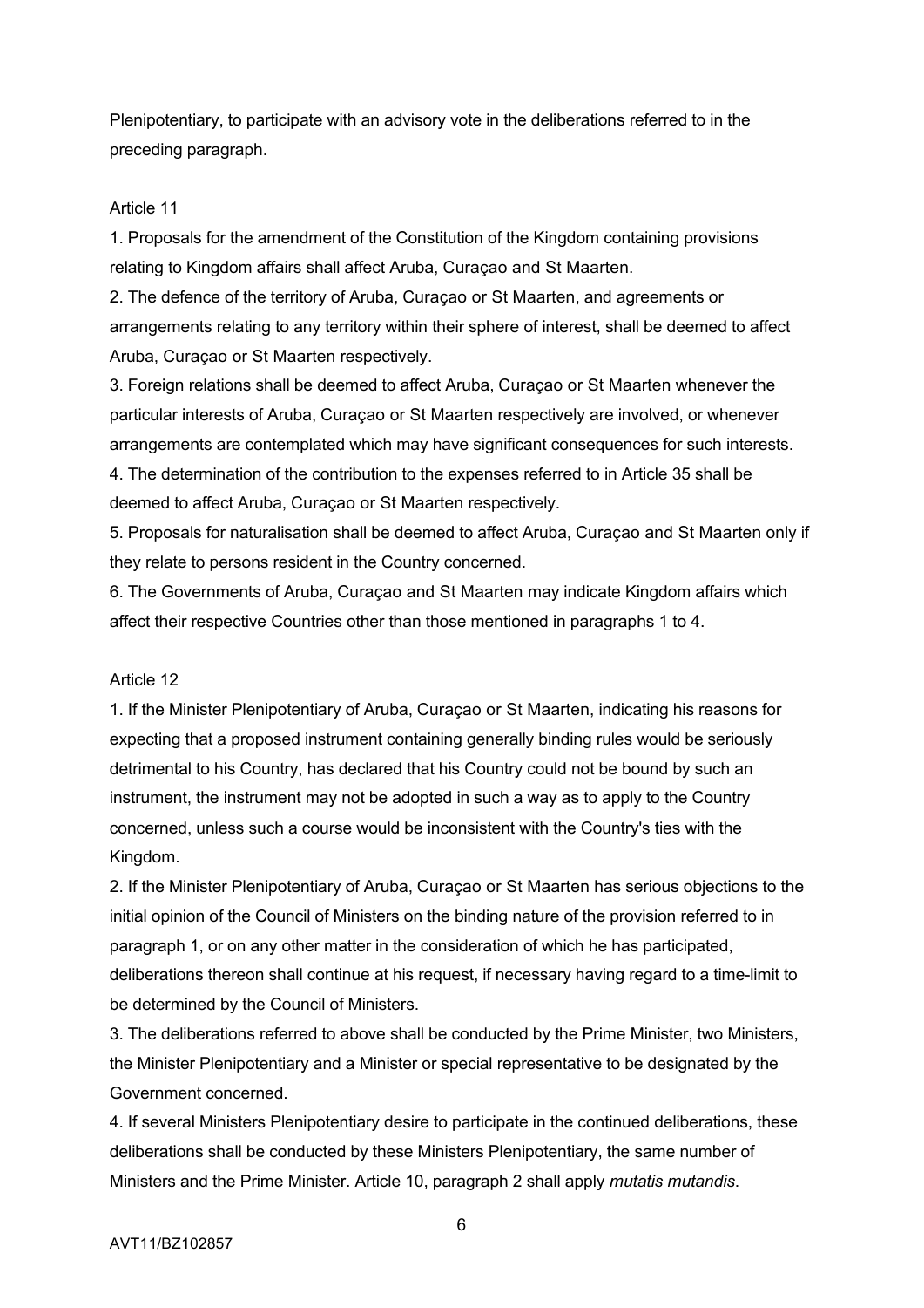Plenipotentiary, to participate with an advisory vote in the deliberations referred to in the preceding paragraph.

Article 11

1. Proposals for the amendment of the Constitution of the Kingdom containing provisions relating to Kingdom affairs shall affect Aruba, Curaçao and St Maarten.
2. The defence of the territory of Aruba, Curaçao or St Maarten, and agreements or arrangements relating to any territory within their sphere of interest, shall be deemed to affect Aruba, Curaçao or St Maarten respectively.
3. Foreign relations shall be deemed to affect Aruba, Curaçao or St Maarten whenever the particular interests of Aruba, Curaçao or St Maarten respectively are involved, or whenever arrangements are contemplated which may have significant consequences for such interests.
4. The determination of the contribution to the expenses referred to in Article 35 shall be deemed to affect Aruba, Curaçao or St Maarten respectively.
5. Proposals for naturalisation shall be deemed to affect Aruba, Curaçao and St Maarten only if they relate to persons resident in the Country concerned.
6. The Governments of Aruba, Curaçao and St Maarten may indicate Kingdom affairs which affect their respective Countries other than those mentioned in paragraphs 1 to 4.

Article 12

1. If the Minister Plenipotentiary of Aruba, Curaçao or St Maarten, indicating his reasons for expecting that a proposed instrument containing generally binding rules would be seriously detrimental to his Country, has declared that his Country could not be bound by such an instrument, the instrument may not be adopted in such a way as to apply to the Country concerned, unless such a course would be inconsistent with the Country's ties with the Kingdom.
2. If the Minister Plenipotentiary of Aruba, Curaçao or St Maarten has serious objections to the initial opinion of the Council of Ministers on the binding nature of the provision referred to in paragraph 1, or on any other matter in the consideration of which he has participated, deliberations thereon shall continue at his request, if necessary having regard to a time-limit to be determined by the Council of Ministers.
3. The deliberations referred to above shall be conducted by the Prime Minister, two Ministers, the Minister Plenipotentiary and a Minister or special representative to be designated by the Government concerned.
4. If several Ministers Plenipotentiary desire to participate in the continued deliberations, these deliberations shall be conducted by these Ministers Plenipotentiary, the same number of Ministers and the Prime Minister. Article 10, paragraph 2 shall apply *mutatis mutandis*.

AVT11/BZ102857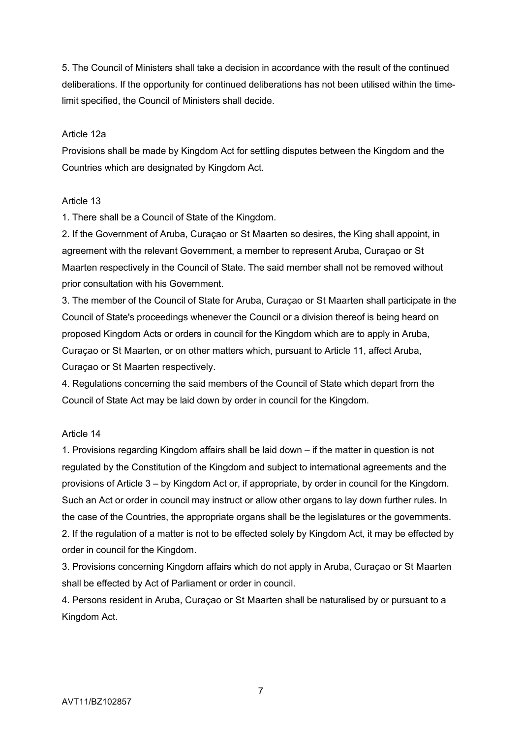5. The Council of Ministers shall take a decision in accordance with the result of the continued deliberations. If the opportunity for continued deliberations has not been utilised within the time-limit specified, the Council of Ministers shall decide.

Article 12a

Provisions shall be made by Kingdom Act for settling disputes between the Kingdom and the Countries which are designated by Kingdom Act.

Article 13

1. There shall be a Council of State of the Kingdom.
2. If the Government of Aruba, Curaçao or St Maarten so desires, the King shall appoint, in agreement with the relevant Government, a member to represent Aruba, Curaçao or St Maarten respectively in the Council of State. The said member shall not be removed without prior consultation with his Government.
3. The member of the Council of State for Aruba, Curaçao or St Maarten shall participate in the Council of State's proceedings whenever the Council or a division thereof is being heard on proposed Kingdom Acts or orders in council for the Kingdom which are to apply in Aruba, Curaçao or St Maarten, or on other matters which, pursuant to Article 11, affect Aruba, Curaçao or St Maarten respectively.
4. Regulations concerning the said members of the Council of State which depart from the Council of State Act may be laid down by order in council for the Kingdom.

Article 14

1. Provisions regarding Kingdom affairs shall be laid down – if the matter in question is not regulated by the Constitution of the Kingdom and subject to international agreements and the provisions of Article 3 – by Kingdom Act or, if appropriate, by order in council for the Kingdom. Such an Act or order in council may instruct or allow other organs to lay down further rules. In the case of the Countries, the appropriate organs shall be the legislatures or the governments.
2. If the regulation of a matter is not to be effected solely by Kingdom Act, it may be effected by order in council for the Kingdom.
3. Provisions concerning Kingdom affairs which do not apply in Aruba, Curaçao or St Maarten shall be effected by Act of Parliament or order in council.
4. Persons resident in Aruba, Curaçao or St Maarten shall be naturalised by or pursuant to a Kingdom Act.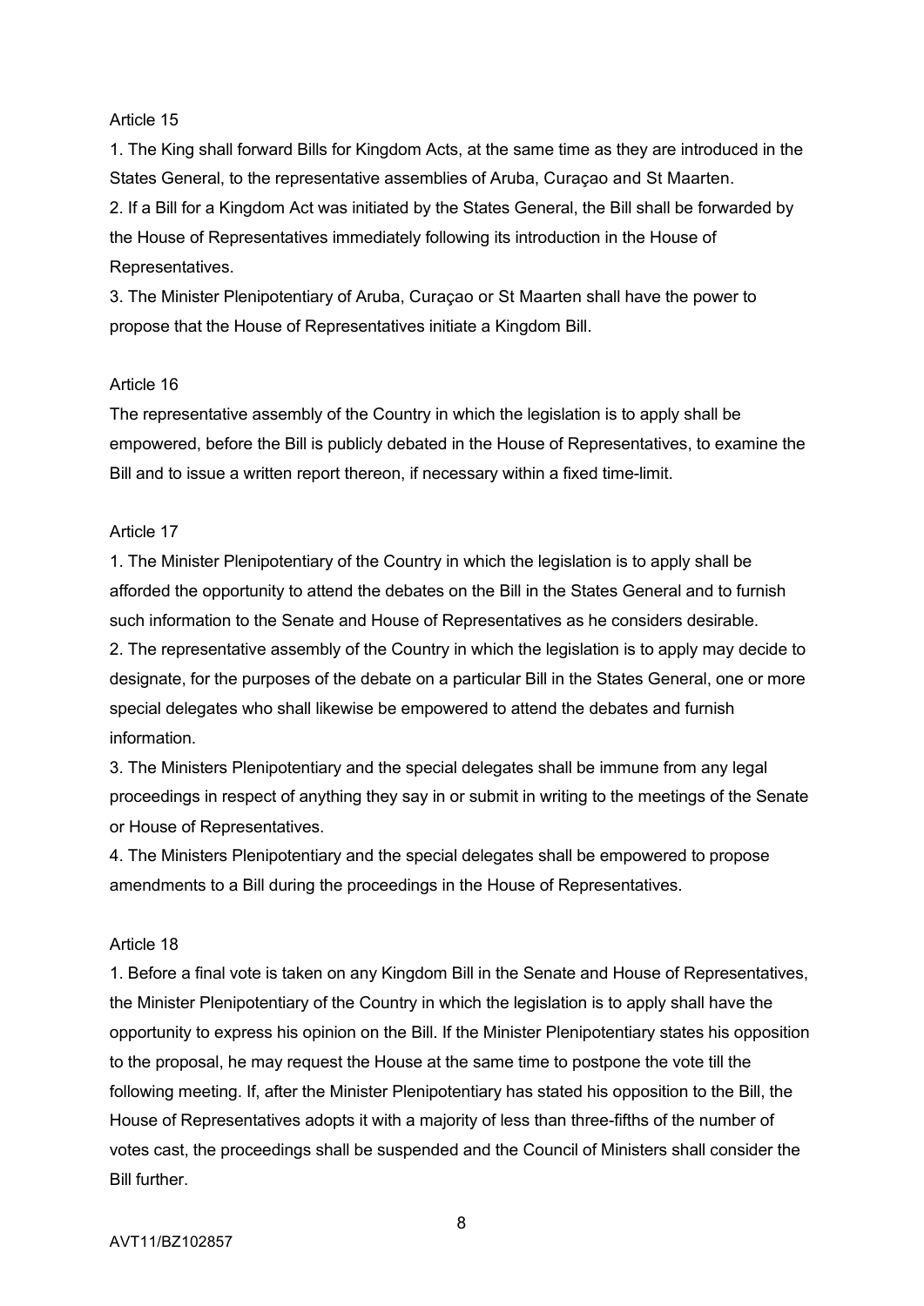Article 15

1. The King shall forward Bills for Kingdom Acts, at the same time as they are introduced in the States General, to the representative assemblies of Aruba, Curaçao and St Maarten.
2. If a Bill for a Kingdom Act was initiated by the States General, the Bill shall be forwarded by the House of Representatives immediately following its introduction in the House of Representatives.
3. The Minister Plenipotentiary of Aruba, Curaçao or St Maarten shall have the power to propose that the House of Representatives initiate a Kingdom Bill.

Article 16

The representative assembly of the Country in which the legislation is to apply shall be empowered, before the Bill is publicly debated in the House of Representatives, to examine the Bill and to issue a written report thereon, if necessary within a fixed time-limit.

Article 17

1. The Minister Plenipotentiary of the Country in which the legislation is to apply shall be afforded the opportunity to attend the debates on the Bill in the States General and to furnish such information to the Senate and House of Representatives as he considers desirable.
2. The representative assembly of the Country in which the legislation is to apply may decide to designate, for the purposes of the debate on a particular Bill in the States General, one or more special delegates who shall likewise be empowered to attend the debates and furnish information.
3. The Ministers Plenipotentiary and the special delegates shall be immune from any legal proceedings in respect of anything they say in or submit in writing to the meetings of the Senate or House of Representatives.
4. The Ministers Plenipotentiary and the special delegates shall be empowered to propose amendments to a Bill during the proceedings in the House of Representatives.

Article 18

1. Before a final vote is taken on any Kingdom Bill in the Senate and House of Representatives, the Minister Plenipotentiary of the Country in which the legislation is to apply shall have the opportunity to express his opinion on the Bill. If the Minister Plenipotentiary states his opposition to the proposal, he may request the House at the same time to postpone the vote till the following meeting. If, after the Minister Plenipotentiary has stated his opposition to the Bill, the House of Representatives adopts it with a majority of less than three-fifths of the number of votes cast, the proceedings shall be suspended and the Council of Ministers shall consider the Bill further.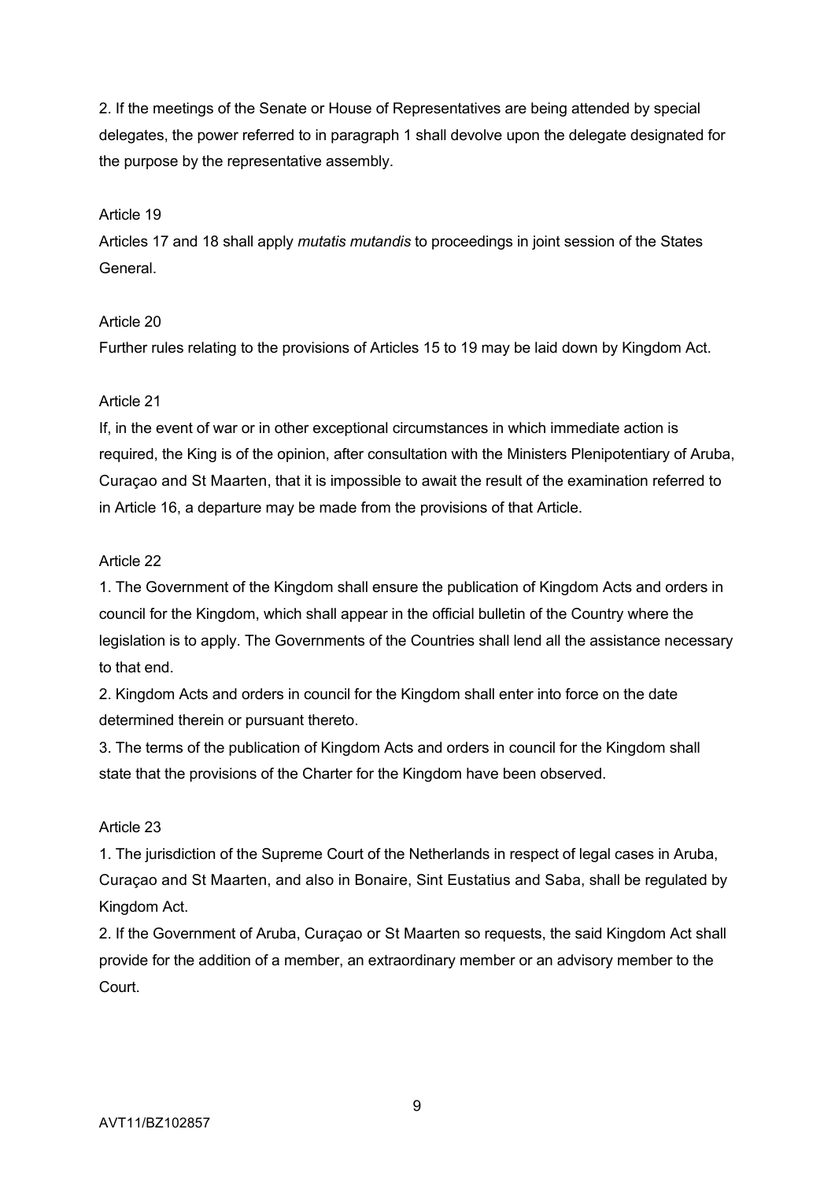2. If the meetings of the Senate or House of Representatives are being attended by special delegates, the power referred to in paragraph 1 shall devolve upon the delegate designated for the purpose by the representative assembly.

Article 19

Articles 17 and 18 shall apply *mutatis mutandis* to proceedings in joint session of the States General.

Article 20

Further rules relating to the provisions of Articles 15 to 19 may be laid down by Kingdom Act.

Article 21

If, in the event of war or in other exceptional circumstances in which immediate action is required, the King is of the opinion, after consultation with the Ministers Plenipotentiary of Aruba, Curaçao and St Maarten, that it is impossible to await the result of the examination referred to in Article 16, a departure may be made from the provisions of that Article.

Article 22

1. The Government of the Kingdom shall ensure the publication of Kingdom Acts and orders in council for the Kingdom, which shall appear in the official bulletin of the Country where the legislation is to apply. The Governments of the Countries shall lend all the assistance necessary to that end.
2. Kingdom Acts and orders in council for the Kingdom shall enter into force on the date determined therein or pursuant thereto.
3. The terms of the publication of Kingdom Acts and orders in council for the Kingdom shall state that the provisions of the Charter for the Kingdom have been observed.

Article 23

1. The jurisdiction of the Supreme Court of the Netherlands in respect of legal cases in Aruba, Curaçao and St Maarten, and also in Bonaire, Sint Eustatius and Saba, shall be regulated by Kingdom Act.
2. If the Government of Aruba, Curaçao or St Maarten so requests, the said Kingdom Act shall provide for the addition of a member, an extraordinary member or an advisory member to the Court.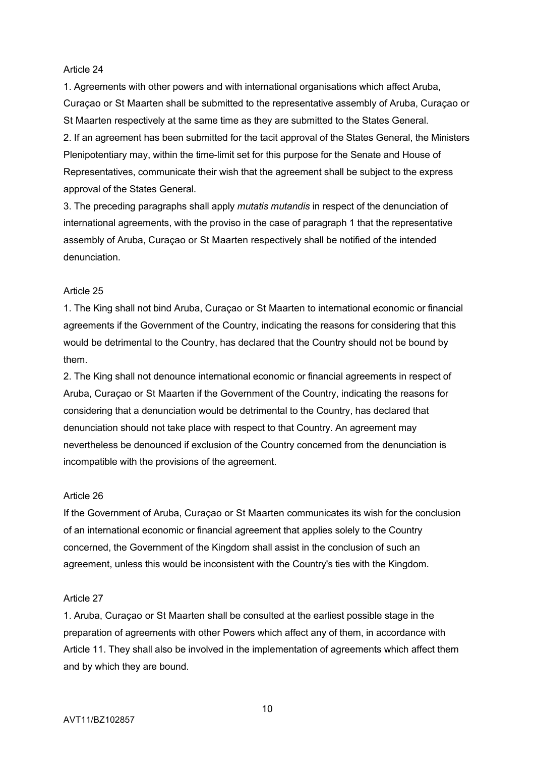Article 24

1. Agreements with other powers and with international organisations which affect Aruba, Curaçao or St Maarten shall be submitted to the representative assembly of Aruba, Curaçao or St Maarten respectively at the same time as they are submitted to the States General.
2. If an agreement has been submitted for the tacit approval of the States General, the Ministers Plenipotentiary may, within the time-limit set for this purpose for the Senate and House of Representatives, communicate their wish that the agreement shall be subject to the express approval of the States General.
3. The preceding paragraphs shall apply *mutatis mutandis* in respect of the denunciation of international agreements, with the proviso in the case of paragraph 1 that the representative assembly of Aruba, Curaçao or St Maarten respectively shall be notified of the intended denunciation.

Article 25

1. The King shall not bind Aruba, Curaçao or St Maarten to international economic or financial agreements if the Government of the Country, indicating the reasons for considering that this would be detrimental to the Country, has declared that the Country should not be bound by them.
2. The King shall not denounce international economic or financial agreements in respect of Aruba, Curaçao or St Maarten if the Government of the Country, indicating the reasons for considering that a denunciation would be detrimental to the Country, has declared that denunciation should not take place with respect to that Country. An agreement may nevertheless be denounced if exclusion of the Country concerned from the denunciation is incompatible with the provisions of the agreement.

Article 26

If the Government of Aruba, Curaçao or St Maarten communicates its wish for the conclusion of an international economic or financial agreement that applies solely to the Country concerned, the Government of the Kingdom shall assist in the conclusion of such an agreement, unless this would be inconsistent with the Country's ties with the Kingdom.

Article 27

1. Aruba, Curaçao or St Maarten shall be consulted at the earliest possible stage in the preparation of agreements with other Powers which affect any of them, in accordance with Article 11. They shall also be involved in the implementation of agreements which affect them and by which they are bound.

AVT11/BZ102857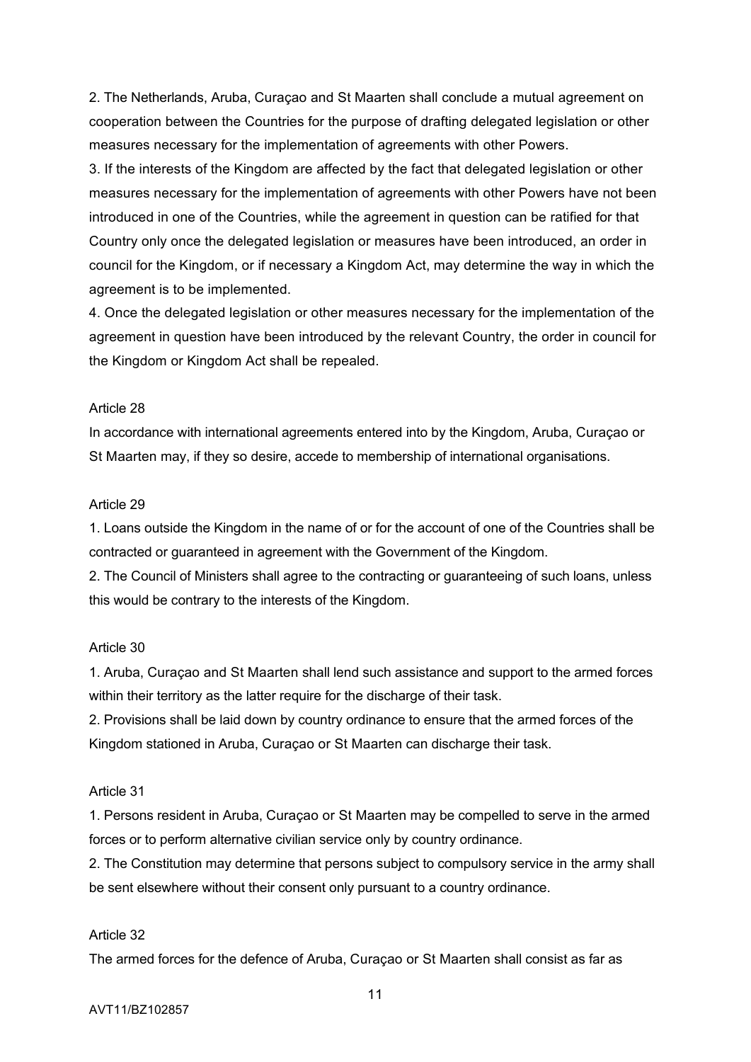2. The Netherlands, Aruba, Curaçao and St Maarten shall conclude a mutual agreement on cooperation between the Countries for the purpose of drafting delegated legislation or other measures necessary for the implementation of agreements with other Powers.

3. If the interests of the Kingdom are affected by the fact that delegated legislation or other measures necessary for the implementation of agreements with other Powers have not been introduced in one of the Countries, while the agreement in question can be ratified for that Country only once the delegated legislation or measures have been introduced, an order in council for the Kingdom, or if necessary a Kingdom Act, may determine the way in which the agreement is to be implemented.

4. Once the delegated legislation or other measures necessary for the implementation of the agreement in question have been introduced by the relevant Country, the order in council for the Kingdom or Kingdom Act shall be repealed.

Article 28

In accordance with international agreements entered into by the Kingdom, Aruba, Curaçao or St Maarten may, if they so desire, accede to membership of international organisations.

Article 29

1. Loans outside the Kingdom in the name of or for the account of one of the Countries shall be contracted or guaranteed in agreement with the Government of the Kingdom.

2. The Council of Ministers shall agree to the contracting or guaranteeing of such loans, unless this would be contrary to the interests of the Kingdom.

Article 30

1. Aruba, Curaçao and St Maarten shall lend such assistance and support to the armed forces within their territory as the latter require for the discharge of their task.

2. Provisions shall be laid down by country ordinance to ensure that the armed forces of the Kingdom stationed in Aruba, Curaçao or St Maarten can discharge their task.

Article 31

1. Persons resident in Aruba, Curaçao or St Maarten may be compelled to serve in the armed forces or to perform alternative civilian service only by country ordinance.

2. The Constitution may determine that persons subject to compulsory service in the army shall be sent elsewhere without their consent only pursuant to a country ordinance.

Article 32

The armed forces for the defence of Aruba, Curaçao or St Maarten shall consist as far as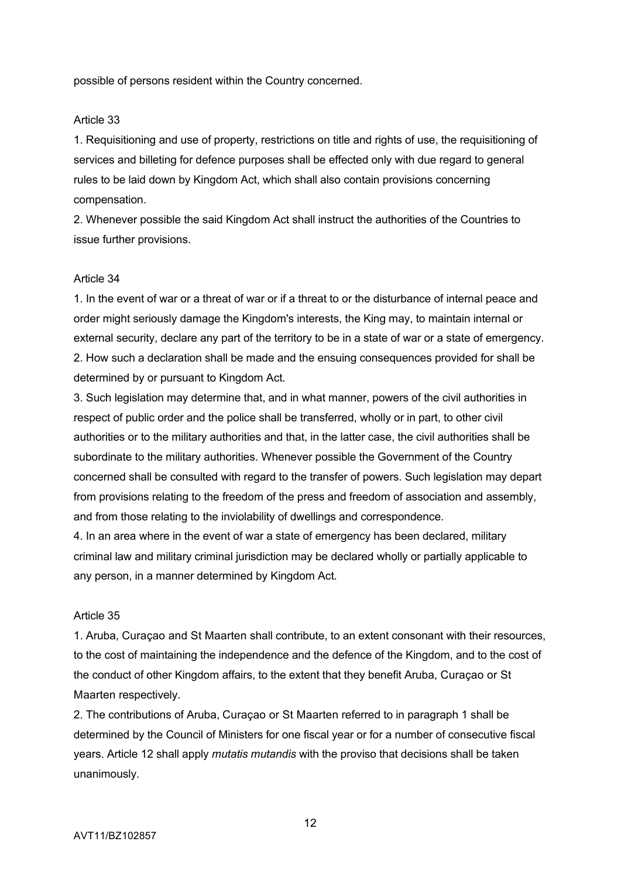possible of persons resident within the Country concerned.

Article 33

1. Requisitioning and use of property, restrictions on title and rights of use, the requisitioning of services and billeting for defence purposes shall be effected only with due regard to general rules to be laid down by Kingdom Act, which shall also contain provisions concerning compensation.
2. Whenever possible the said Kingdom Act shall instruct the authorities of the Countries to issue further provisions.

Article 34

1. In the event of war or a threat of war or if a threat to or the disturbance of internal peace and order might seriously damage the Kingdom's interests, the King may, to maintain internal or external security, declare any part of the territory to be in a state of war or a state of emergency.
2. How such a declaration shall be made and the ensuing consequences provided for shall be determined by or pursuant to Kingdom Act.
3. Such legislation may determine that, and in what manner, powers of the civil authorities in respect of public order and the police shall be transferred, wholly or in part, to other civil authorities or to the military authorities and that, in the latter case, the civil authorities shall be subordinate to the military authorities. Whenever possible the Government of the Country concerned shall be consulted with regard to the transfer of powers. Such legislation may depart from provisions relating to the freedom of the press and freedom of association and assembly, and from those relating to the inviolability of dwellings and correspondence.
4. In an area where in the event of war a state of emergency has been declared, military criminal law and military criminal jurisdiction may be declared wholly or partially applicable to any person, in a manner determined by Kingdom Act.

Article 35

1. Aruba, Curaçao and St Maarten shall contribute, to an extent consonant with their resources, to the cost of maintaining the independence and the defence of the Kingdom, and to the cost of the conduct of other Kingdom affairs, to the extent that they benefit Aruba, Curaçao or St Maarten respectively.
2. The contributions of Aruba, Curaçao or St Maarten referred to in paragraph 1 shall be determined by the Council of Ministers for one fiscal year or for a number of consecutive fiscal years. Article 12 shall apply *mutatis mutandis* with the proviso that decisions shall be taken unanimously.

AVT11/BZ102857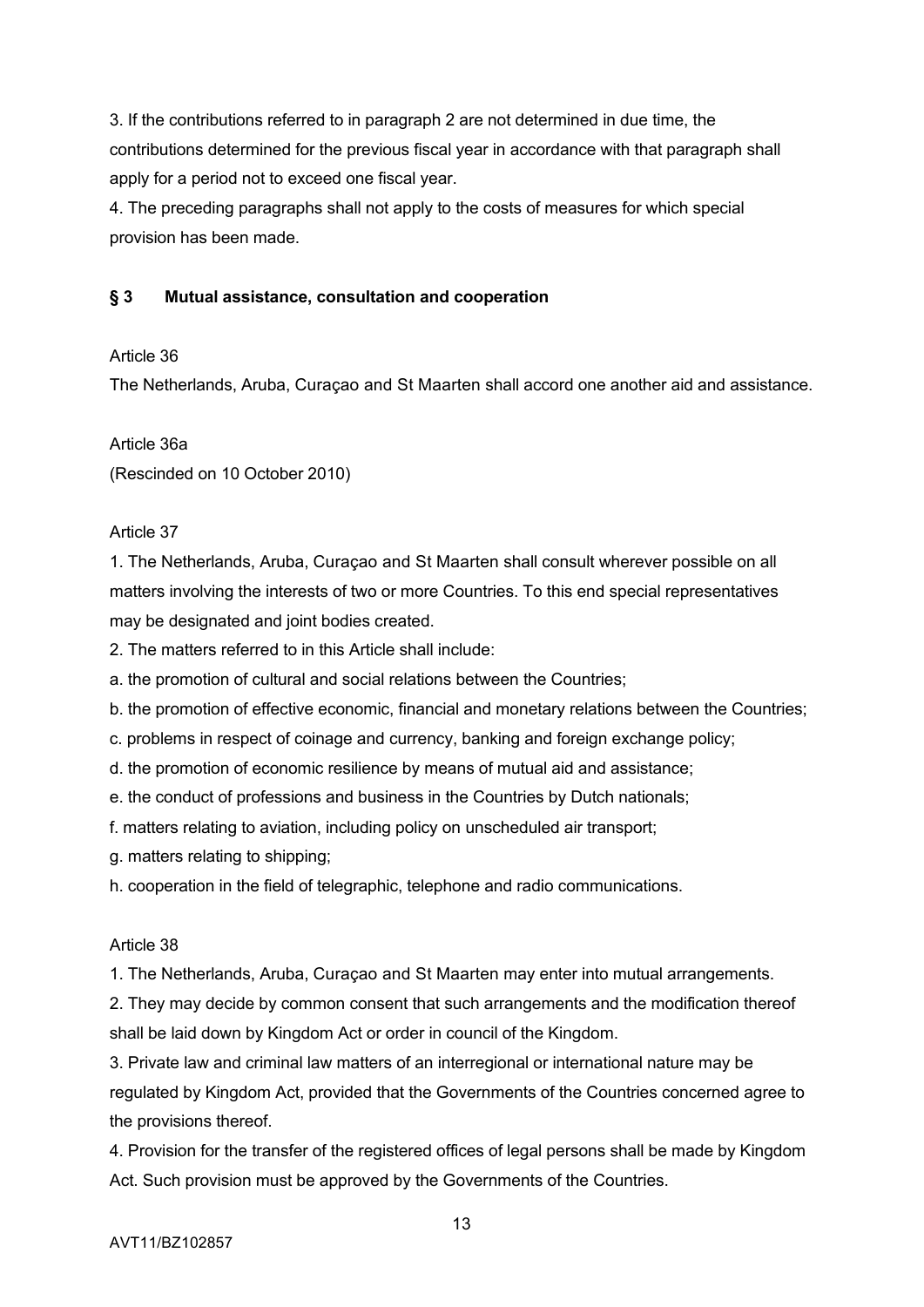3. If the contributions referred to in paragraph 2 are not determined in due time, the contributions determined for the previous fiscal year in accordance with that paragraph shall apply for a period not to exceed one fiscal year.

4. The preceding paragraphs shall not apply to the costs of measures for which special provision has been made.

### § 3 Mutual assistance, consultation and cooperation

Article 36

The Netherlands, Aruba, Curaçao and St Maarten shall accord one another aid and assistance.

Article 36a

(Rescinded on 10 October 2010)

Article 37

1. The Netherlands, Aruba, Curaçao and St Maarten shall consult wherever possible on all matters involving the interests of two or more Countries. To this end special representatives may be designated and joint bodies created.

2. The matters referred to in this Article shall include:

a. the promotion of cultural and social relations between the Countries;

b. the promotion of effective economic, financial and monetary relations between the Countries;

c. problems in respect of coinage and currency, banking and foreign exchange policy;

d. the promotion of economic resilience by means of mutual aid and assistance;

e. the conduct of professions and business in the Countries by Dutch nationals;

f. matters relating to aviation, including policy on unscheduled air transport;

g. matters relating to shipping;

h. cooperation in the field of telegraphic, telephone and radio communications.

Article 38

1. The Netherlands, Aruba, Curaçao and St Maarten may enter into mutual arrangements.

2. They may decide by common consent that such arrangements and the modification thereof shall be laid down by Kingdom Act or order in council of the Kingdom.

3. Private law and criminal law matters of an interregional or international nature may be regulated by Kingdom Act, provided that the Governments of the Countries concerned agree to the provisions thereof.

4. Provision for the transfer of the registered offices of legal persons shall be made by Kingdom Act. Such provision must be approved by the Governments of the Countries.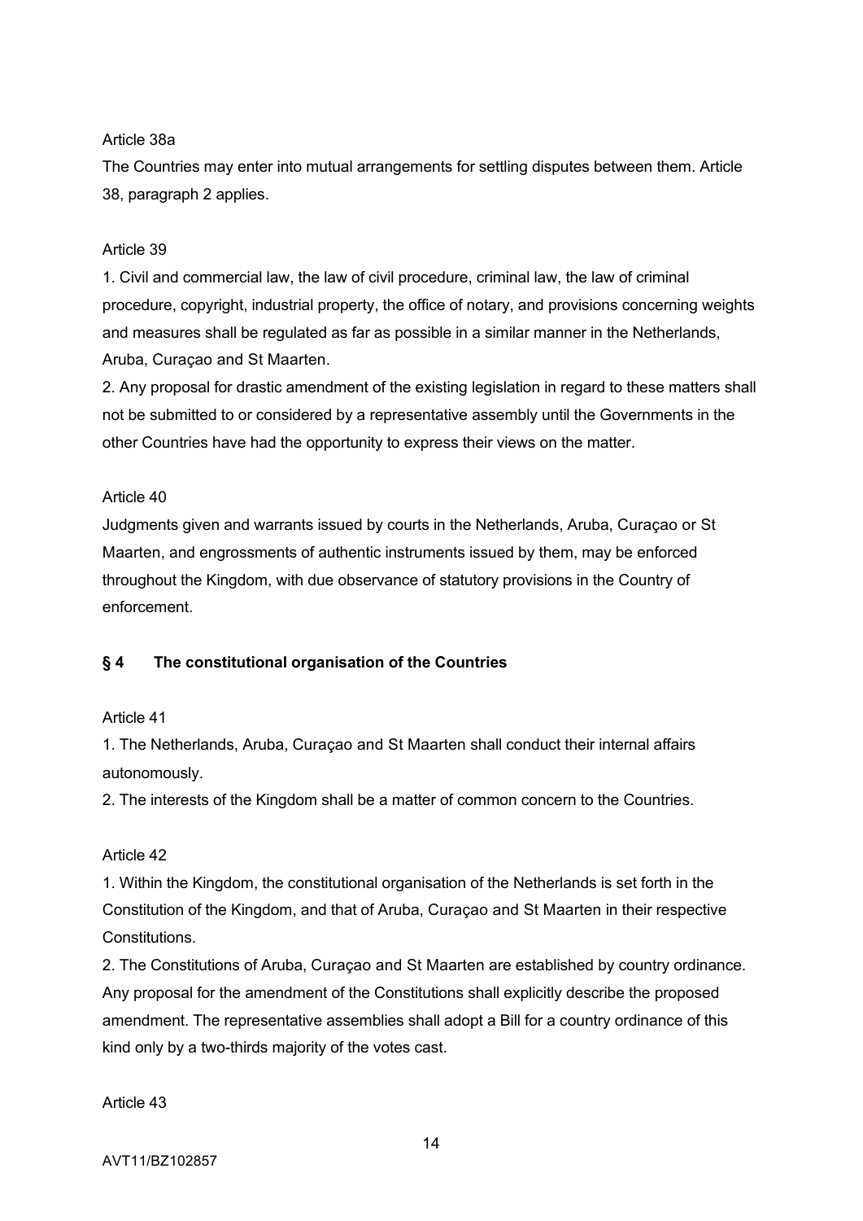Article 38a

The Countries may enter into mutual arrangements for settling disputes between them. Article 38, paragraph 2 applies.

Article 39

1. Civil and commercial law, the law of civil procedure, criminal law, the law of criminal procedure, copyright, industrial property, the office of notary, and provisions concerning weights and measures shall be regulated as far as possible in a similar manner in the Netherlands, Aruba, Curaçao and St Maarten.
2. Any proposal for drastic amendment of the existing legislation in regard to these matters shall not be submitted to or considered by a representative assembly until the Governments in the other Countries have had the opportunity to express their views on the matter.

Article 40

Judgments given and warrants issued by courts in the Netherlands, Aruba, Curaçao or St Maarten, and engrossments of authentic instruments issued by them, may be enforced throughout the Kingdom, with due observance of statutory provisions in the Country of enforcement.

## § 4 The constitutional organisation of the Countries

Article 41

1. The Netherlands, Aruba, Curaçao and St Maarten shall conduct their internal affairs autonomously.
2. The interests of the Kingdom shall be a matter of common concern to the Countries.

Article 42

1. Within the Kingdom, the constitutional organisation of the Netherlands is set forth in the Constitution of the Kingdom, and that of Aruba, Curaçao and St Maarten in their respective Constitutions.
2. The Constitutions of Aruba, Curaçao and St Maarten are established by country ordinance. Any proposal for the amendment of the Constitutions shall explicitly describe the proposed amendment. The representative assemblies shall adopt a Bill for a country ordinance of this kind only by a two-thirds majority of the votes cast.

Article 43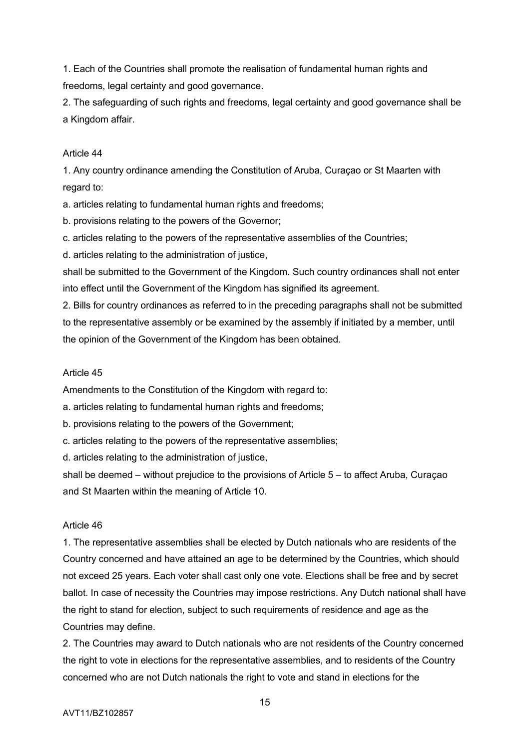1. Each of the Countries shall promote the realisation of fundamental human rights and freedoms, legal certainty and good governance.

2. The safeguarding of such rights and freedoms, legal certainty and good governance shall be a Kingdom affair.

Article 44

1. Any country ordinance amending the Constitution of Aruba, Curaçao or St Maarten with regard to:

a. articles relating to fundamental human rights and freedoms;

b. provisions relating to the powers of the Governor;

c. articles relating to the powers of the representative assemblies of the Countries;

d. articles relating to the administration of justice,

shall be submitted to the Government of the Kingdom. Such country ordinances shall not enter into effect until the Government of the Kingdom has signified its agreement.

2. Bills for country ordinances as referred to in the preceding paragraphs shall not be submitted to the representative assembly or be examined by the assembly if initiated by a member, until the opinion of the Government of the Kingdom has been obtained.

Article 45

Amendments to the Constitution of the Kingdom with regard to:

a. articles relating to fundamental human rights and freedoms;

b. provisions relating to the powers of the Government;

c. articles relating to the powers of the representative assemblies;

d. articles relating to the administration of justice,

shall be deemed – without prejudice to the provisions of Article 5 – to affect Aruba, Curaçao and St Maarten within the meaning of Article 10.

Article 46

1. The representative assemblies shall be elected by Dutch nationals who are residents of the Country concerned and have attained an age to be determined by the Countries, which should not exceed 25 years. Each voter shall cast only one vote. Elections shall be free and by secret ballot. In case of necessity the Countries may impose restrictions. Any Dutch national shall have the right to stand for election, subject to such requirements of residence and age as the Countries may define.

2. The Countries may award to Dutch nationals who are not residents of the Country concerned the right to vote in elections for the representative assemblies, and to residents of the Country concerned who are not Dutch nationals the right to vote and stand in elections for the

AVT11/BZ102857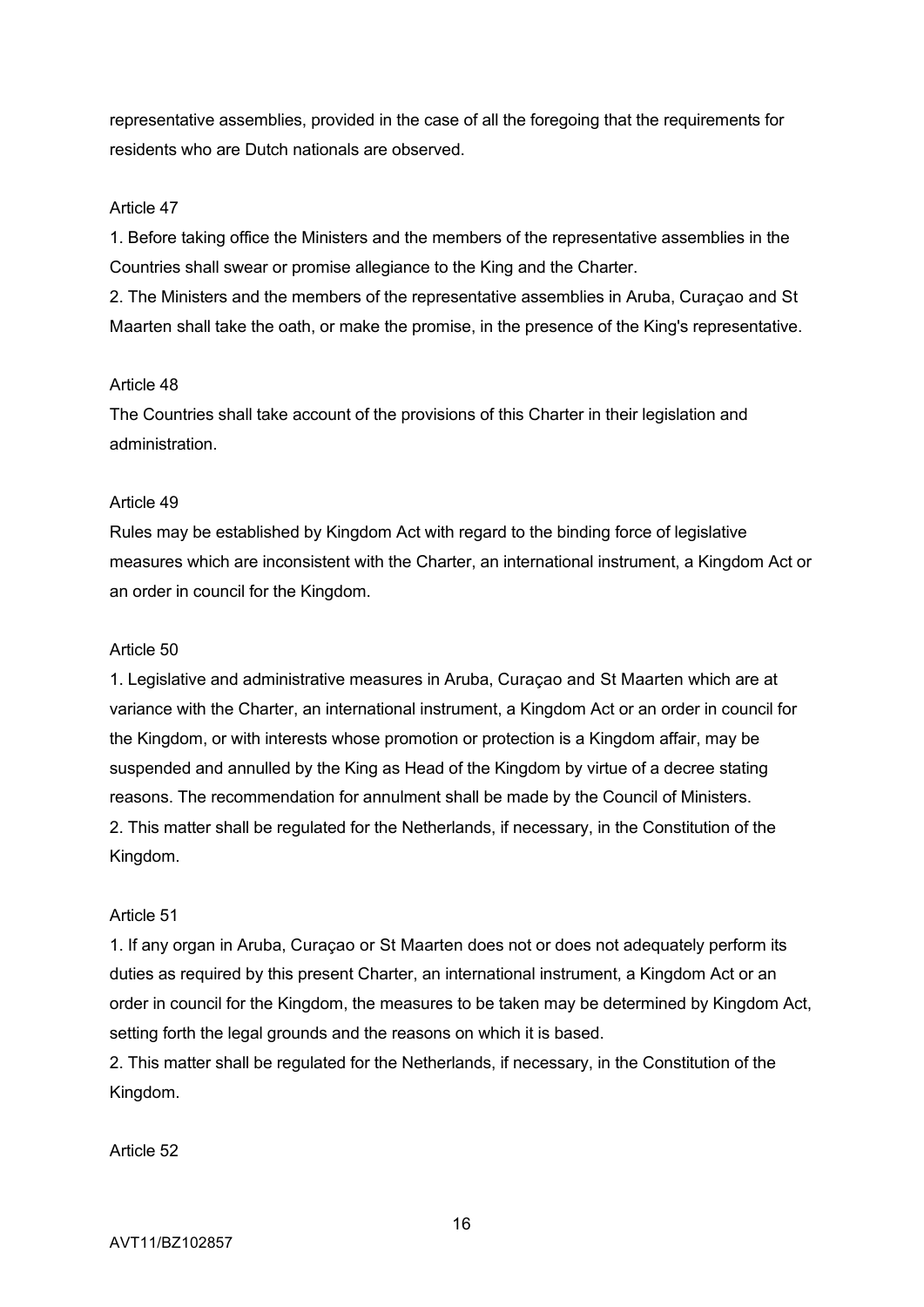representative assemblies, provided in the case of all the foregoing that the requirements for residents who are Dutch nationals are observed.

Article 47

1. Before taking office the Ministers and the members of the representative assemblies in the Countries shall swear or promise allegiance to the King and the Charter.
2. The Ministers and the members of the representative assemblies in Aruba, Curaçao and St Maarten shall take the oath, or make the promise, in the presence of the King's representative.

Article 48

The Countries shall take account of the provisions of this Charter in their legislation and administration.

Article 49

Rules may be established by Kingdom Act with regard to the binding force of legislative measures which are inconsistent with the Charter, an international instrument, a Kingdom Act or an order in council for the Kingdom.

Article 50

1. Legislative and administrative measures in Aruba, Curaçao and St Maarten which are at variance with the Charter, an international instrument, a Kingdom Act or an order in council for the Kingdom, or with interests whose promotion or protection is a Kingdom affair, may be suspended and annulled by the King as Head of the Kingdom by virtue of a decree stating reasons. The recommendation for annulment shall be made by the Council of Ministers.
2. This matter shall be regulated for the Netherlands, if necessary, in the Constitution of the Kingdom.

Article 51

1. If any organ in Aruba, Curaçao or St Maarten does not or does not adequately perform its duties as required by this present Charter, an international instrument, a Kingdom Act or an order in council for the Kingdom, the measures to be taken may be determined by Kingdom Act, setting forth the legal grounds and the reasons on which it is based.
2. This matter shall be regulated for the Netherlands, if necessary, in the Constitution of the Kingdom.

Article 52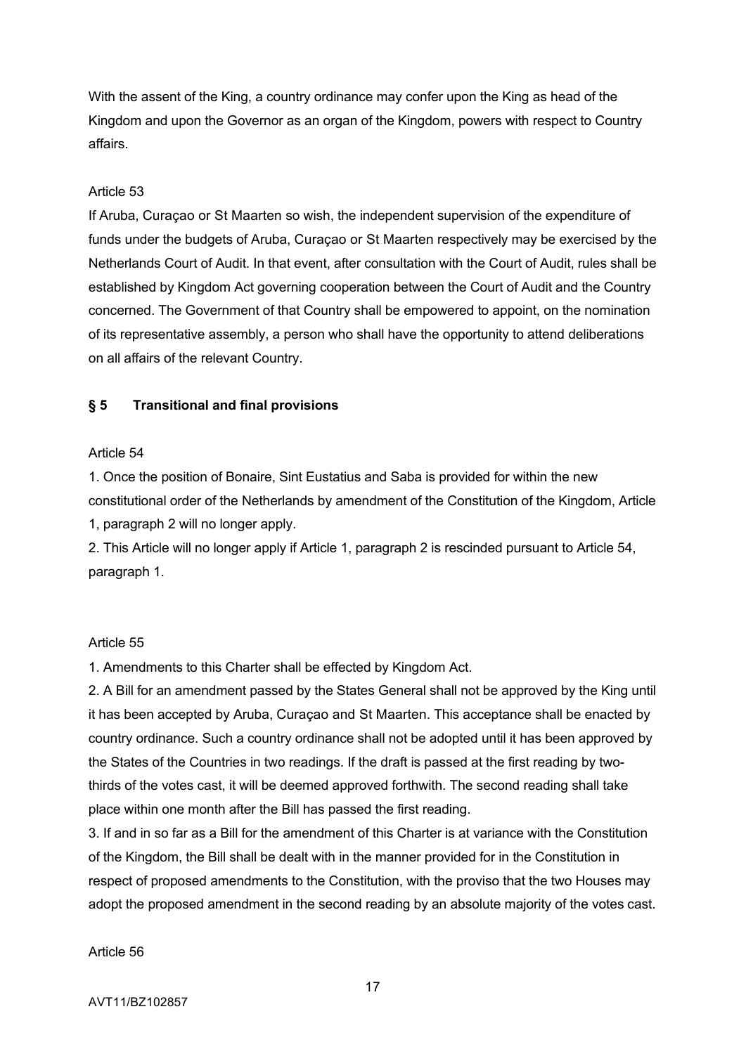With the assent of the King, a country ordinance may confer upon the King as head of the Kingdom and upon the Governor as an organ of the Kingdom, powers with respect to Country affairs.

Article 53

If Aruba, Curaçao or St Maarten so wish, the independent supervision of the expenditure of funds under the budgets of Aruba, Curaçao or St Maarten respectively may be exercised by the Netherlands Court of Audit. In that event, after consultation with the Court of Audit, rules shall be established by Kingdom Act governing cooperation between the Court of Audit and the Country concerned. The Government of that Country shall be empowered to appoint, on the nomination of its representative assembly, a person who shall have the opportunity to attend deliberations on all affairs of the relevant Country.

## § 5 Transitional and final provisions

Article 54

1. Once the position of Bonaire, Sint Eustatius and Saba is provided for within the new constitutional order of the Netherlands by amendment of the Constitution of the Kingdom, Article 1, paragraph 2 will no longer apply.
2. This Article will no longer apply if Article 1, paragraph 2 is rescinded pursuant to Article 54, paragraph 1.

Article 55

1. Amendments to this Charter shall be effected by Kingdom Act.
2. A Bill for an amendment passed by the States General shall not be approved by the King until it has been accepted by Aruba, Curaçao and St Maarten. This acceptance shall be enacted by country ordinance. Such a country ordinance shall not be adopted until it has been approved by the States of the Countries in two readings. If the draft is passed at the first reading by two-thirds of the votes cast, it will be deemed approved forthwith. The second reading shall take place within one month after the Bill has passed the first reading.
3. If and in so far as a Bill for the amendment of this Charter is at variance with the Constitution of the Kingdom, the Bill shall be dealt with in the manner provided for in the Constitution in respect of proposed amendments to the Constitution, with the proviso that the two Houses may adopt the proposed amendment in the second reading by an absolute majority of the votes cast.

Article 56

AVT11/BZ102857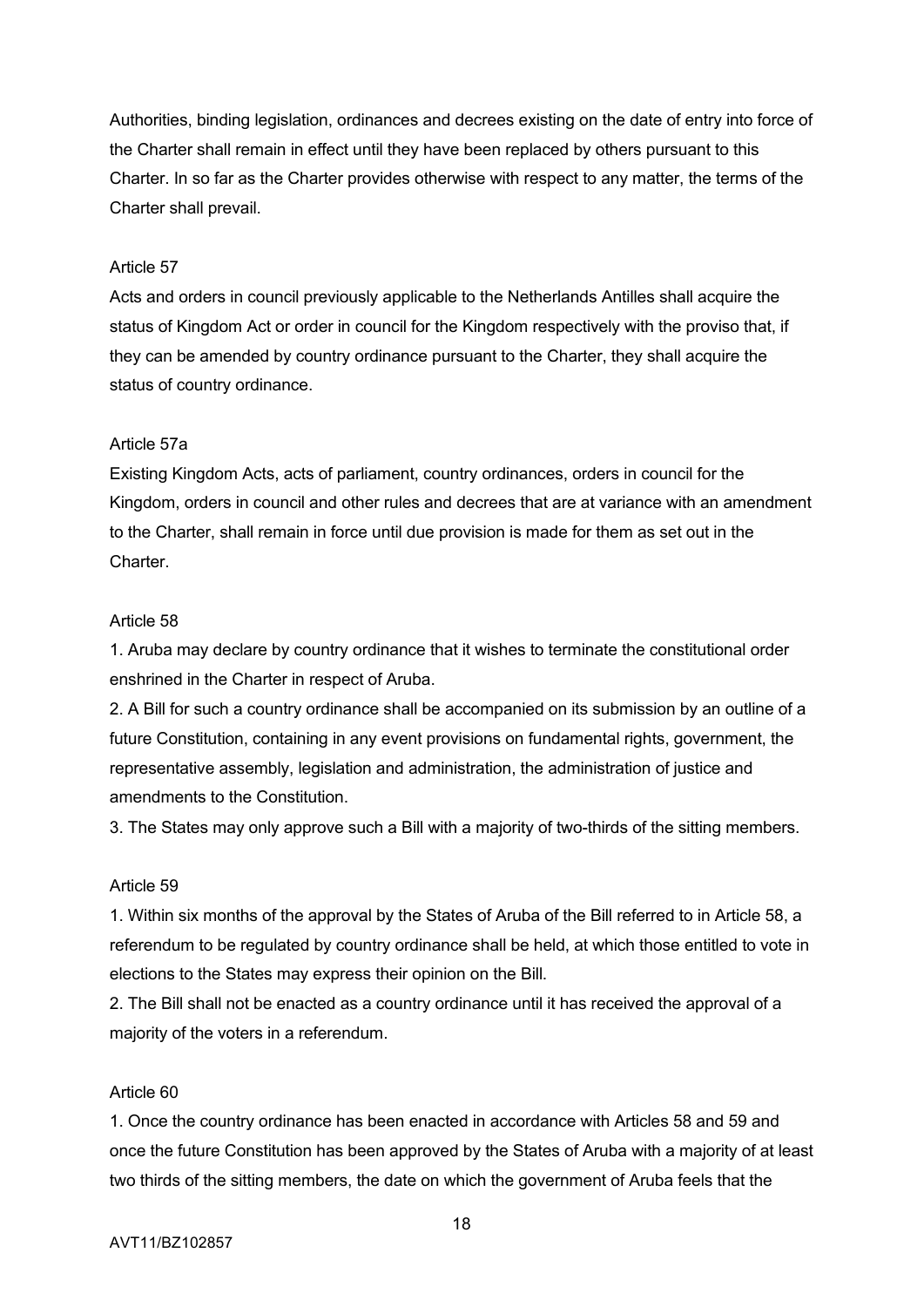Authorities, binding legislation, ordinances and decrees existing on the date of entry into force of the Charter shall remain in effect until they have been replaced by others pursuant to this Charter. In so far as the Charter provides otherwise with respect to any matter, the terms of the Charter shall prevail.

Article 57

Acts and orders in council previously applicable to the Netherlands Antilles shall acquire the status of Kingdom Act or order in council for the Kingdom respectively with the proviso that, if they can be amended by country ordinance pursuant to the Charter, they shall acquire the status of country ordinance.

Article 57a

Existing Kingdom Acts, acts of parliament, country ordinances, orders in council for the Kingdom, orders in council and other rules and decrees that are at variance with an amendment to the Charter, shall remain in force until due provision is made for them as set out in the Charter.

Article 58

1. Aruba may declare by country ordinance that it wishes to terminate the constitutional order enshrined in the Charter in respect of Aruba.
2. A Bill for such a country ordinance shall be accompanied on its submission by an outline of a future Constitution, containing in any event provisions on fundamental rights, government, the representative assembly, legislation and administration, the administration of justice and amendments to the Constitution.
3. The States may only approve such a Bill with a majority of two-thirds of the sitting members.

Article 59

1. Within six months of the approval by the States of Aruba of the Bill referred to in Article 58, a referendum to be regulated by country ordinance shall be held, at which those entitled to vote in elections to the States may express their opinion on the Bill.
2. The Bill shall not be enacted as a country ordinance until it has received the approval of a majority of the voters in a referendum.

Article 60

1. Once the country ordinance has been enacted in accordance with Articles 58 and 59 and once the future Constitution has been approved by the States of Aruba with a majority of at least two thirds of the sitting members, the date on which the government of Aruba feels that the

AVT11/BZ102857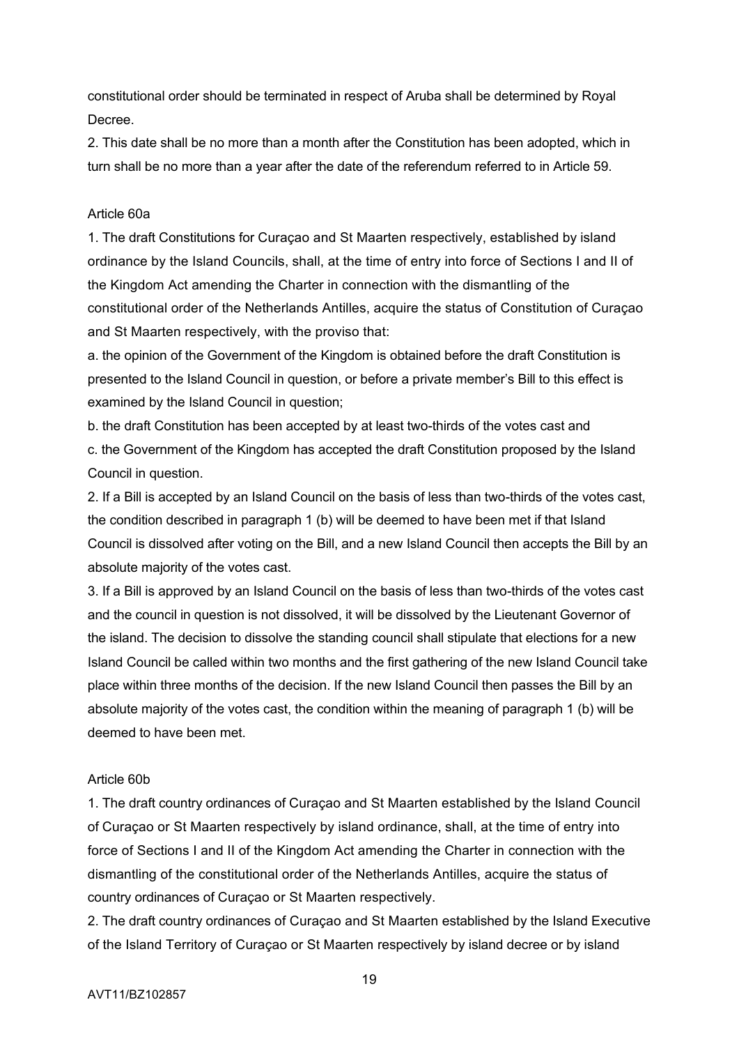constitutional order should be terminated in respect of Aruba shall be determined by Royal Decree.

2. This date shall be no more than a month after the Constitution has been adopted, which in turn shall be no more than a year after the date of the referendum referred to in Article 59.

Article 60a

1. The draft Constitutions for Curaçao and St Maarten respectively, established by island ordinance by the Island Councils, shall, at the time of entry into force of Sections I and II of the Kingdom Act amending the Charter in connection with the dismantling of the constitutional order of the Netherlands Antilles, acquire the status of Constitution of Curaçao and St Maarten respectively, with the proviso that:

a. the opinion of the Government of the Kingdom is obtained before the draft Constitution is presented to the Island Council in question, or before a private member's Bill to this effect is examined by the Island Council in question;

b. the draft Constitution has been accepted by at least two-thirds of the votes cast and

c. the Government of the Kingdom has accepted the draft Constitution proposed by the Island Council in question.

2. If a Bill is accepted by an Island Council on the basis of less than two-thirds of the votes cast, the condition described in paragraph 1 (b) will be deemed to have been met if that Island Council is dissolved after voting on the Bill, and a new Island Council then accepts the Bill by an absolute majority of the votes cast.

3. If a Bill is approved by an Island Council on the basis of less than two-thirds of the votes cast and the council in question is not dissolved, it will be dissolved by the Lieutenant Governor of the island. The decision to dissolve the standing council shall stipulate that elections for a new Island Council be called within two months and the first gathering of the new Island Council take place within three months of the decision. If the new Island Council then passes the Bill by an absolute majority of the votes cast, the condition within the meaning of paragraph 1 (b) will be deemed to have been met.

Article 60b

1. The draft country ordinances of Curaçao and St Maarten established by the Island Council of Curaçao or St Maarten respectively by island ordinance, shall, at the time of entry into force of Sections I and II of the Kingdom Act amending the Charter in connection with the dismantling of the constitutional order of the Netherlands Antilles, acquire the status of country ordinances of Curaçao or St Maarten respectively.

2. The draft country ordinances of Curaçao and St Maarten established by the Island Executive of the Island Territory of Curaçao or St Maarten respectively by island decree or by island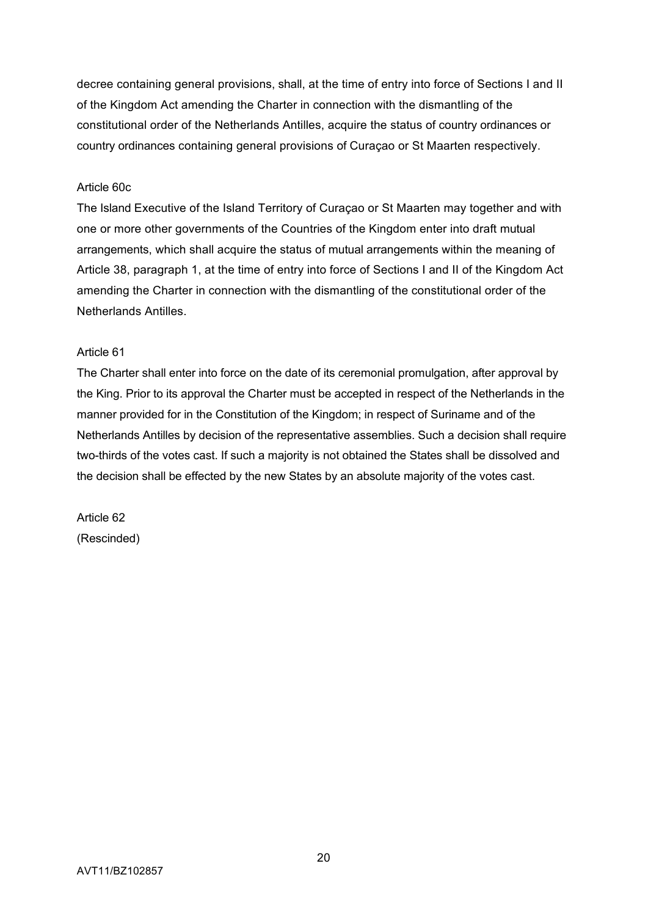decree containing general provisions, shall, at the time of entry into force of Sections I and II of the Kingdom Act amending the Charter in connection with the dismantling of the constitutional order of the Netherlands Antilles, acquire the status of country ordinances or country ordinances containing general provisions of Curaçao or St Maarten respectively.

Article 60c

The Island Executive of the Island Territory of Curaçao or St Maarten may together and with one or more other governments of the Countries of the Kingdom enter into draft mutual arrangements, which shall acquire the status of mutual arrangements within the meaning of Article 38, paragraph 1, at the time of entry into force of Sections I and II of the Kingdom Act amending the Charter in connection with the dismantling of the constitutional order of the Netherlands Antilles.

Article 61

The Charter shall enter into force on the date of its ceremonial promulgation, after approval by the King. Prior to its approval the Charter must be accepted in respect of the Netherlands in the manner provided for in the Constitution of the Kingdom; in respect of Suriname and of the Netherlands Antilles by decision of the representative assemblies. Such a decision shall require two-thirds of the votes cast. If such a majority is not obtained the States shall be dissolved and the decision shall be effected by the new States by an absolute majority of the votes cast.

Article 62

(Rescinded)

AVT11/BZ102857